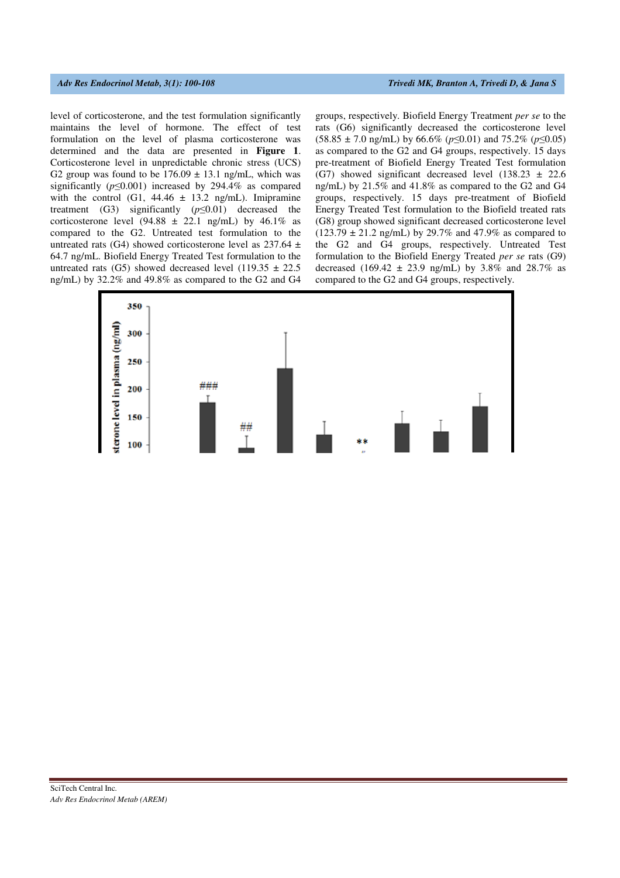level of corticosterone, and the test formulation significantly maintains the level of hormone. The effect of test formulation on the level of plasma corticosterone was determined and the data are presented in **Figure 1**. Corticosterone level in unpredictable chronic stress (UCS) G2 group was found to be 176.09 ± 13.1 ng/mL, which was significantly ($p$≤0.001) increased by 294.4% as compared with the control (G1, 44.46 ± 13.2 ng/mL). Imipramine treatment (G3) significantly ($p$≤0.01) decreased the corticosterone level (94.88 ± 22.1 ng/mL) by 46.1% as compared to the G2. Untreated test formulation to the untreated rats (G4) showed corticosterone level as 237.64 ± 64.7 ng/mL. Biofield Energy Treated Test formulation to the untreated rats (G5) showed decreased level (119.35 ± 22.5 ng/mL) by 32.2% and 49.8% as compared to the G2 and G4 groups, respectively. Biofield Energy Treatment *per se* to the rats (G6) significantly decreased the corticosterone level (58.85 ± 7.0 ng/mL) by 66.6% ($p$≤0.01) and 75.2% ($p$≤0.05) as compared to the G2 and G4 groups, respectively. 15 days pre-treatment of Biofield Energy Treated Test formulation (G7) showed significant decreased level (138.23 ± 22.6 ng/mL) by 21.5% and 41.8% as compared to the G2 and G4 groups, respectively. 15 days pre-treatment of Biofield Energy Treated Test formulation to the Biofield treated rats (G8) group showed significant decreased corticosterone level (123.79 ± 21.2 ng/mL) by 29.7% and 47.9% as compared to the G2 and G4 groups, respectively. Untreated Test formulation to the Biofield Energy Treated *per se* rats (G9) decreased (169.42 ± 23.9 ng/mL) by 3.8% and 28.7% as compared to the G2 and G4 groups, respectively.

sterone level in plasma (ng/ml)

350
300
250
200
150
100

###
##
**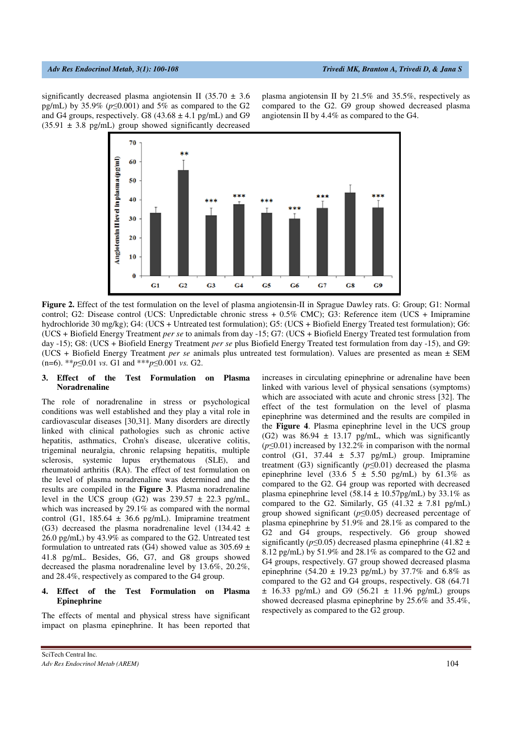significantly decreased plasma angiotensin II (35.70 ± 3.6 pg/mL) by 35.9% ($p \leq 0.001$) and 5% as compared to the G2 and G4 groups, respectively. G8 (43.68 ± 4.1 pg/mL) and G9 (35.91 ± 3.8 pg/mL) group showed significantly decreased plasma angiotensin II by 21.5% and 35.5%, respectively as compared to the G2. G9 group showed decreased plasma angiotensin II by 4.4% as compared to the G4.

**Figure 2.** Effect of the test formulation on the level of plasma angiotensin-II in Sprague Dawley rats. G: Group; G1: Normal control; G2: Disease control (UCS: Unpredictable chronic stress + 0.5% CMC); G3: Reference item (UCS + Imipramine hydrochloride 30 mg/kg); G4: (UCS + Untreated test formulation); G5: (UCS + Biofield Energy Treated test formulation); G6: (UCS + Biofield Energy Treatment *per se* to animals from day -15; G7: (UCS + Biofield Energy Treated test formulation from day -15); G8: (UCS + Biofield Energy Treatment *per se* plus Biofield Energy Treated test formulation from day -15), and G9: (UCS + Biofield Energy Treatment *per se* animals plus untreated test formulation). Values are presented as mean ± SEM (n=6). **$p \leq 0.01$ *vs.* G1 and ***$p \leq 0.001$ *vs.* G2.

### 3. Effect of the Test Formulation on Plasma Noradrenaline

The role of noradrenaline in stress or psychological conditions was well established and they play a vital role in cardiovascular diseases [30,31]. Many disorders are directly linked with clinical pathologies such as chronic active hepatitis, asthmatics, Crohn's disease, ulcerative colitis, trigeminal neuralgia, chronic relapsing hepatitis, multiple sclerosis, systemic lupus erythematous (SLE), and rheumatoid arthritis (RA). The effect of test formulation on the level of plasma noradrenaline was determined and the results are compiled in the **Figure 3**. Plasma noradrenaline level in the UCS group (G2) was 239.57 ± 22.3 pg/mL, which was increased by 29.1% as compared with the normal control (G1, 185.64 ± 36.6 pg/mL). Imipramine treatment (G3) decreased the plasma noradrenaline level (134.42 ± 26.0 pg/mL) by 43.9% as compared to the G2. Untreated test formulation to untreated rats (G4) showed value as 305.69 ± 41.8 pg/mL. Besides, G6, G7, and G8 groups showed decreased the plasma noradrenaline level by 13.6%, 20.2%, and 28.4%, respectively as compared to the G4 group.

### 4. Effect of the Test Formulation on Plasma Epinephrine

The effects of mental and physical stress have significant impact on plasma epinephrine. It has been reported that increases in circulating epinephrine or adrenaline have been linked with various level of physical sensations (symptoms) which are associated with acute and chronic stress [32]. The effect of the test formulation on the level of plasma epinephrine was determined and the results are compiled in the **Figure 4**. Plasma epinephrine level in the UCS group (G2) was 86.94 ± 13.17 pg/mL, which was significantly ($p \leq 0.01$) increased by 132.2% in comparison with the normal control (G1, 37.44 ± 5.37 pg/mL) group. Imipramine treatment (G3) significantly ($p \leq 0.01$) decreased the plasma epinephrine level (33.6 5 ± 5.50 pg/mL) by 61.3% as compared to the G2. G4 group was reported with decreased plasma epinephrine level (58.14 ± 10.57pg/mL) by 33.1% as compared to the G2. Similarly, G5 (41.32 ± 7.81 pg/mL) group showed significant ($p \leq 0.05$) decreased percentage of plasma epinephrine by 51.9% and 28.1% as compared to the G2 and G4 groups, respectively. G6 group showed significantly ($p \leq 0.05$) decreased plasma epinephrine (41.82 ± 8.12 pg/mL) by 51.9% and 28.1% as compared to the G2 and G4 groups, respectively. G7 group showed decreased plasma epinephrine (54.20 ± 19.23 pg/mL) by 37.7% and 6.8% as compared to the G2 and G4 groups, respectively. G8 (64.71 ± 16.33 pg/mL) and G9 (56.21 ± 11.96 pg/mL) groups showed decreased plasma epinephrine by 25.6% and 35.4%, respectively as compared to the G2 group.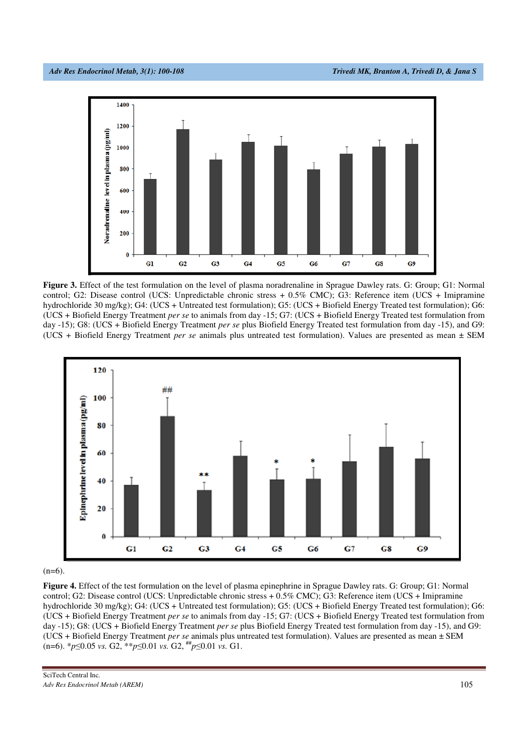**Figure 3.** Effect of the test formulation on the level of plasma noradrenaline in Sprague Dawley rats. G: Group; G1: Normal control; G2: Disease control (UCS: Unpredictable chronic stress + 0.5% CMC); G3: Reference item (UCS + Imipramine hydrochloride 30 mg/kg); G4: (UCS + Untreated test formulation); G5: (UCS + Biofield Energy Treated test formulation); G6: (UCS + Biofield Energy Treatment *per se* to animals from day -15; G7: (UCS + Biofield Energy Treated test formulation from day -15); G8: (UCS + Biofield Energy Treatment *per se* plus Biofield Energy Treated test formulation from day -15), and G9: (UCS + Biofield Energy Treatment *per se* animals plus untreated test formulation). Values are presented as mean ± SEM (n=6).

**Figure 4.** Effect of the test formulation on the level of plasma epinephrine in Sprague Dawley rats. G: Group; G1: Normal control; G2: Disease control (UCS: Unpredictable chronic stress + 0.5% CMC); G3: Reference item (UCS + Imipramine hydrochloride 30 mg/kg); G4: (UCS + Untreated test formulation); G5: (UCS + Biofield Energy Treated test formulation); G6: (UCS + Biofield Energy Treatment *per se* to animals from day -15; G7: (UCS + Biofield Energy Treated test formulation from day -15); G8: (UCS + Biofield Energy Treatment *per se* plus Biofield Energy Treated test formulation from day -15), and G9: (UCS + Biofield Energy Treatment *per se* animals plus untreated test formulation). Values are presented as mean ± SEM (n=6). *$p \leq 0.05$ *vs.* G2, **$p \leq 0.01$ *vs.* G2, $^{\#\#}p \leq 0.01$ *vs.* G1.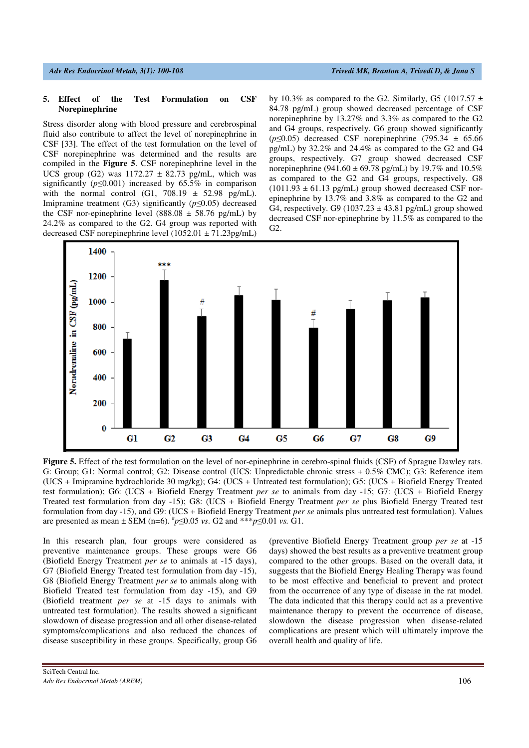## 5. Effect of the Test Formulation on CSF Norepinephrine

Stress disorder along with blood pressure and cerebrospinal fluid also contribute to affect the level of norepinephrine in CSF [33]. The effect of the test formulation on the level of CSF norepinephrine was determined and the results are compiled in the **Figure 5**. CSF norepinephrine level in the UCS group (G2) was 1172.27 ± 82.73 pg/mL, which was significantly ($p \leq 0.001$) increased by 65.5% in comparison with the normal control (G1, 708.19 ± 52.98 pg/mL). Imipramine treatment (G3) significantly ($p \leq 0.05$) decreased the CSF nor-epinephrine level (888.08 ± 58.76 pg/mL) by 24.2% as compared to the G2. G4 group was reported with decreased CSF norepinephrine level (1052.01 ± 71.23pg/mL) by 10.3% as compared to the G2. Similarly, G5 (1017.57 ± 84.78 pg/mL) group showed decreased percentage of CSF norepinephrine by 13.27% and 3.3% as compared to the G2 and G4 groups, respectively. G6 group showed significantly ($p \leq 0.05$) decreased CSF norepinephrine (795.34 ± 65.66 pg/mL) by 32.2% and 24.4% as compared to the G2 and G4 groups, respectively. G7 group showed decreased CSF norepinephrine (941.60 ± 69.78 pg/mL) by 19.7% and 10.5% as compared to the G2 and G4 groups, respectively. G8 (1011.93 ± 61.13 pg/mL) group showed decreased CSF nor-epinephrine by 13.7% and 3.8% as compared to the G2 and G4, respectively. G9 (1037.23 ± 43.81 pg/mL) group showed decreased CSF nor-epinephrine by 11.5% as compared to the G2.

**Figure 5.** Effect of the test formulation on the level of nor-epinephrine in cerebro-spinal fluids (CSF) of Sprague Dawley rats. G: Group; G1: Normal control; G2: Disease control (UCS: Unpredictable chronic stress + 0.5% CMC); G3: Reference item (UCS + Imipramine hydrochloride 30 mg/kg); G4: (UCS + Untreated test formulation); G5: (UCS + Biofield Energy Treated test formulation); G6: (UCS + Biofield Energy Treatment *per se* to animals from day -15; G7: (UCS + Biofield Energy Treated test formulation from day -15); G8: (UCS + Biofield Energy Treatment *per se* plus Biofield Energy Treated test formulation from day -15), and G9: (UCS + Biofield Energy Treatment *per se* animals plus untreated test formulation). Values are presented as mean ± SEM (n=6). $^{\#}p \leq 0.05$ *vs.* G2 and $^{***}p \leq 0.01$ *vs.* G1.

In this research plan, four groups were considered as preventive maintenance groups. These groups were G6 (Biofield Energy Treatment *per se* to animals at -15 days), G7 (Biofield Energy Treated test formulation from day -15), G8 (Biofield Energy Treatment *per se* to animals along with Biofield Treated test formulation from day -15), and G9 (Biofield treatment *per se* at -15 days to animals with untreated test formulation). The results showed a significant slowdown of disease progression and all other disease-related symptoms/complications and also reduced the chances of disease susceptibility in these groups. Specifically, group G6 (preventive Biofield Energy Treatment group *per se* at -15 days) showed the best results as a preventive treatment group compared to the other groups. Based on the overall data, it suggests that the Biofield Energy Healing Therapy was found to be most effective and beneficial to prevent and protect from the occurrence of any type of disease in the rat model. The data indicated that this therapy could act as a preventive maintenance therapy to prevent the occurrence of disease, slowdown the disease progression when disease-related complications are present which will ultimately improve the overall health and quality of life.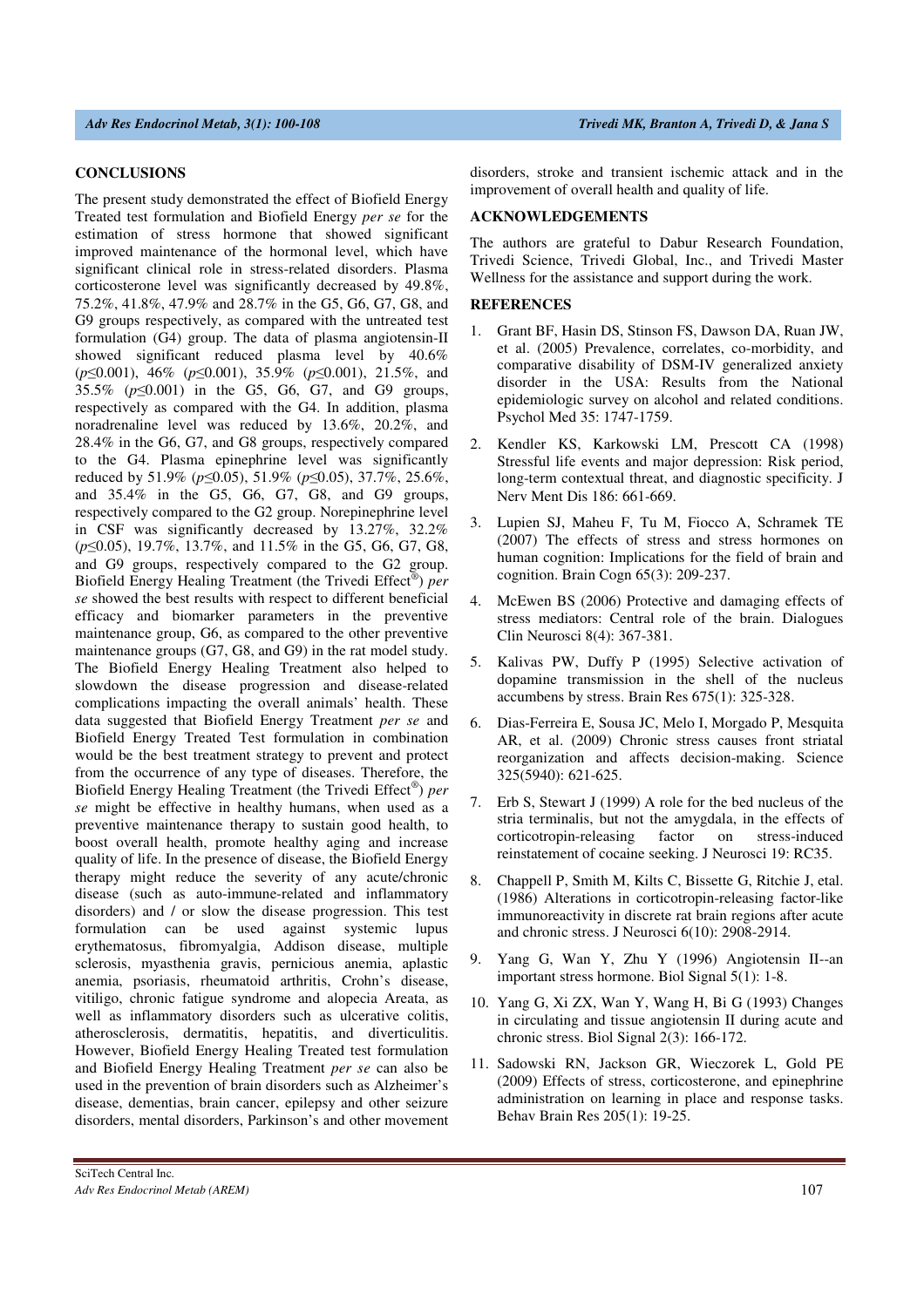## CONCLUSIONS

The present study demonstrated the effect of Biofield Energy Treated test formulation and Biofield Energy *per se* for the estimation of stress hormone that showed significant improved maintenance of the hormonal level, which have significant clinical role in stress-related disorders. Plasma corticosterone level was significantly decreased by 49.8%, 75.2%, 41.8%, 47.9% and 28.7% in the G5, G6, G7, G8, and G9 groups respectively, as compared with the untreated test formulation (G4) group. The data of plasma angiotensin-II showed significant reduced plasma level by 40.6% ($p \leq 0.001$), 46% ($p \leq 0.001$), 35.9% ($p \leq 0.001$), 21.5%, and 35.5% ($p \leq 0.001$) in the G5, G6, G7, and G9 groups, respectively as compared with the G4. In addition, plasma noradrenaline level was reduced by 13.6%, 20.2%, and 28.4% in the G6, G7, and G8 groups, respectively compared to the G4. Plasma epinephrine level was significantly reduced by 51.9% ($p \leq 0.05$), 51.9% ($p \leq 0.05$), 37.7%, 25.6%, and 35.4% in the G5, G6, G7, G8, and G9 groups, respectively compared to the G2 group. Norepinephrine level in CSF was significantly decreased by 13.27%, 32.2% ($p \leq 0.05$), 19.7%, 13.7%, and 11.5% in the G5, G6, G7, G8, and G9 groups, respectively compared to the G2 group. Biofield Energy Healing Treatment (the Trivedi Effect®) *per se* showed the best results with respect to different beneficial efficacy and biomarker parameters in the preventive maintenance group, G6, as compared to the other preventive maintenance groups (G7, G8, and G9) in the rat model study. The Biofield Energy Healing Treatment also helped to slowdown the disease progression and disease-related complications impacting the overall animals' health. These data suggested that Biofield Energy Treatment *per se* and Biofield Energy Treated Test formulation in combination would be the best treatment strategy to prevent and protect from the occurrence of any type of diseases. Therefore, the Biofield Energy Healing Treatment (the Trivedi Effect®) *per se* might be effective in healthy humans, when used as a preventive maintenance therapy to sustain good health, to boost overall health, promote healthy aging and increase quality of life. In the presence of disease, the Biofield Energy therapy might reduce the severity of any acute/chronic disease (such as auto-immune-related and inflammatory disorders) and / or slow the disease progression. This test formulation can be used against systemic lupus erythematosus, fibromyalgia, Addison disease, multiple sclerosis, myasthenia gravis, pernicious anemia, aplastic anemia, psoriasis, rheumatoid arthritis, Crohn's disease, vitiligo, chronic fatigue syndrome and alopecia Areata, as well as inflammatory disorders such as ulcerative colitis, atherosclerosis, dermatitis, hepatitis, and diverticulitis. However, Biofield Energy Healing Treated test formulation and Biofield Energy Healing Treatment *per se* can also be used in the prevention of brain disorders such as Alzheimer's disease, dementias, brain cancer, epilepsy and other seizure disorders, mental disorders, Parkinson's and other movement disorders, stroke and transient ischemic attack and in the improvement of overall health and quality of life.

## ACKNOWLEDGEMENTS

The authors are grateful to Dabur Research Foundation, Trivedi Science, Trivedi Global, Inc., and Trivedi Master Wellness for the assistance and support during the work.

## REFERENCES

1. Grant BF, Hasin DS, Stinson FS, Dawson DA, Ruan JW, et al. (2005) Prevalence, correlates, co-morbidity, and comparative disability of DSM-IV generalized anxiety disorder in the USA: Results from the National epidemiologic survey on alcohol and related conditions. Psychol Med 35: 1747-1759.

2. Kendler KS, Karkowski LM, Prescott CA (1998) Stressful life events and major depression: Risk period, long-term contextual threat, and diagnostic specificity. J Nerv Ment Dis 186: 661-669.

3. Lupien SJ, Maheu F, Tu M, Fiocco A, Schramek TE (2007) The effects of stress and stress hormones on human cognition: Implications for the field of brain and cognition. Brain Cogn 65(3): 209-237.

4. McEwen BS (2006) Protective and damaging effects of stress mediators: Central role of the brain. Dialogues Clin Neurosci 8(4): 367-381.

5. Kalivas PW, Duffy P (1995) Selective activation of dopamine transmission in the shell of the nucleus accumbens by stress. Brain Res 675(1): 325-328.

6. Dias-Ferreira E, Sousa JC, Melo I, Morgado P, Mesquita AR, et al. (2009) Chronic stress causes front striatal reorganization and affects decision-making. Science 325(5940): 621-625.

7. Erb S, Stewart J (1999) A role for the bed nucleus of the stria terminalis, but not the amygdala, in the effects of corticotropin-releasing factor on stress-induced reinstatement of cocaine seeking. J Neurosci 19: RC35.

8. Chappell P, Smith M, Kilts C, Bissette G, Ritchie J, etal. (1986) Alterations in corticotropin-releasing factor-like immunoreactivity in discrete rat brain regions after acute and chronic stress. J Neurosci 6(10): 2908-2914.

9. Yang G, Wan Y, Zhu Y (1996) Angiotensin II--an important stress hormone. Biol Signal 5(1): 1-8.

10. Yang G, Xi ZX, Wan Y, Wang H, Bi G (1993) Changes in circulating and tissue angiotensin II during acute and chronic stress. Biol Signal 2(3): 166-172.

11. Sadowski RN, Jackson GR, Wieczorek L, Gold PE (2009) Effects of stress, corticosterone, and epinephrine administration on learning in place and response tasks. Behav Brain Res 205(1): 19-25.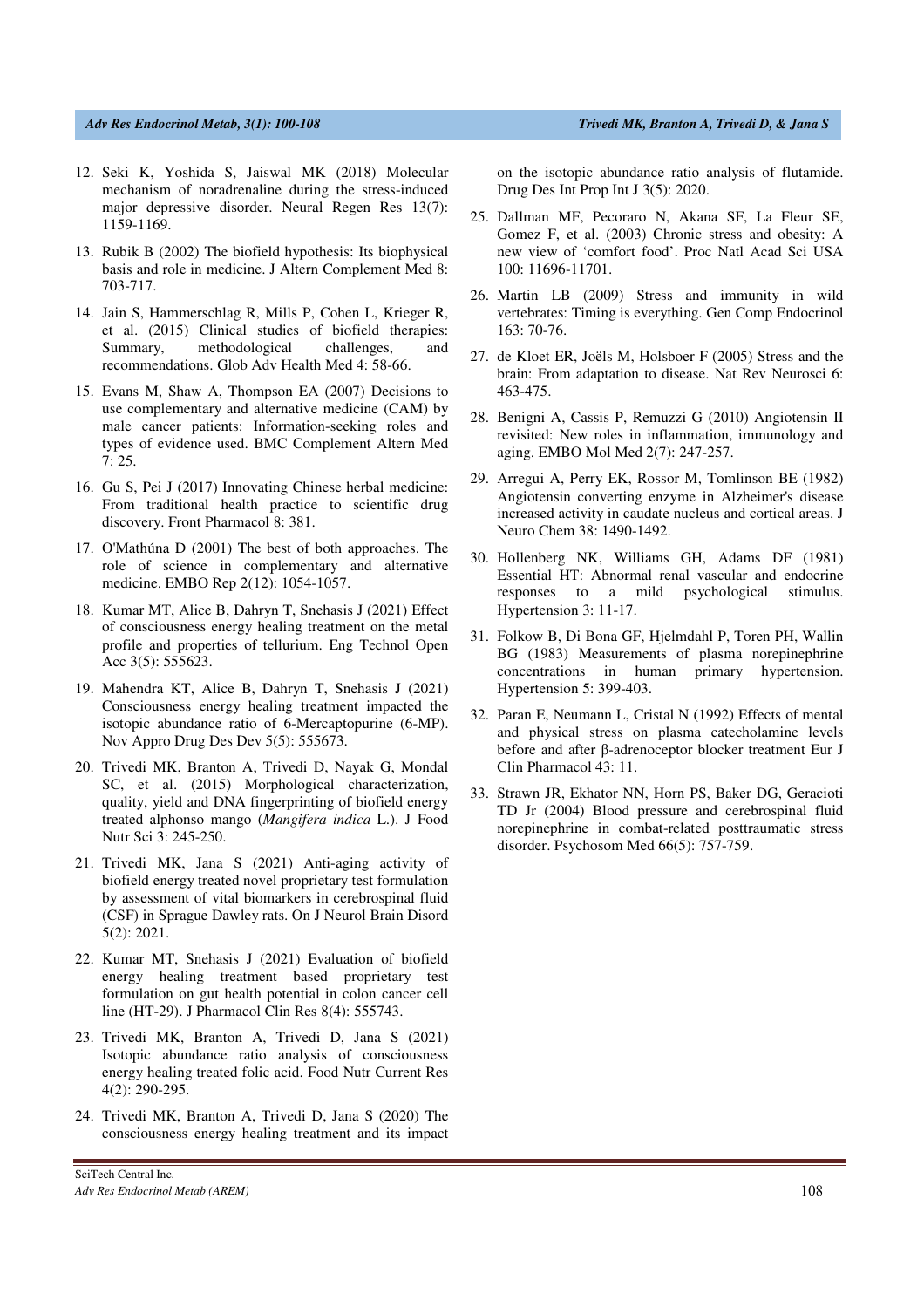12. Seki K, Yoshida S, Jaiswal MK (2018) Molecular mechanism of noradrenaline during the stress-induced major depressive disorder. Neural Regen Res 13(7): 1159-1169.
13. Rubik B (2002) The biofield hypothesis: Its biophysical basis and role in medicine. J Altern Complement Med 8: 703-717.
14. Jain S, Hammerschlag R, Mills P, Cohen L, Krieger R, et al. (2015) Clinical studies of biofield therapies: Summary, methodological challenges, and recommendations. Glob Adv Health Med 4: 58-66.
15. Evans M, Shaw A, Thompson EA (2007) Decisions to use complementary and alternative medicine (CAM) by male cancer patients: Information-seeking roles and types of evidence used. BMC Complement Altern Med 7: 25.
16. Gu S, Pei J (2017) Innovating Chinese herbal medicine: From traditional health practice to scientific drug discovery. Front Pharmacol 8: 381.
17. O'Mathúna D (2001) The best of both approaches. The role of science in complementary and alternative medicine. EMBO Rep 2(12): 1054-1057.
18. Kumar MT, Alice B, Dahryn T, Snehasis J (2021) Effect of consciousness energy healing treatment on the metal profile and properties of tellurium. Eng Technol Open Acc 3(5): 555623.
19. Mahendra KT, Alice B, Dahryn T, Snehasis J (2021) Consciousness energy healing treatment impacted the isotopic abundance ratio of 6-Mercaptopurine (6-MP). Nov Appro Drug Des Dev 5(5): 555673.
20. Trivedi MK, Branton A, Trivedi D, Nayak G, Mondal SC, et al. (2015) Morphological characterization, quality, yield and DNA fingerprinting of biofield energy treated alphonso mango (*Mangifera indica* L.). J Food Nutr Sci 3: 245-250.
21. Trivedi MK, Jana S (2021) Anti-aging activity of biofield energy treated novel proprietary test formulation by assessment of vital biomarkers in cerebrospinal fluid (CSF) in Sprague Dawley rats. On J Neurol Brain Disord 5(2): 2021.
22. Kumar MT, Snehasis J (2021) Evaluation of biofield energy healing treatment based proprietary test formulation on gut health potential in colon cancer cell line (HT-29). J Pharmacol Clin Res 8(4): 555743.
23. Trivedi MK, Branton A, Trivedi D, Jana S (2021) Isotopic abundance ratio analysis of consciousness energy healing treated folic acid. Food Nutr Current Res 4(2): 290-295.
24. Trivedi MK, Branton A, Trivedi D, Jana S (2020) The consciousness energy healing treatment and its impact on the isotopic abundance ratio analysis of flutamide. Drug Des Int Prop Int J 3(5): 2020.
25. Dallman MF, Pecoraro N, Akana SF, La Fleur SE, Gomez F, et al. (2003) Chronic stress and obesity: A new view of 'comfort food'. Proc Natl Acad Sci USA 100: 11696-11701.
26. Martin LB (2009) Stress and immunity in wild vertebrates: Timing is everything. Gen Comp Endocrinol 163: 70-76.
27. de Kloet ER, Joëls M, Holsboer F (2005) Stress and the brain: From adaptation to disease. Nat Rev Neurosci 6: 463-475.
28. Benigni A, Cassis P, Remuzzi G (2010) Angiotensin II revisited: New roles in inflammation, immunology and aging. EMBO Mol Med 2(7): 247-257.
29. Arregui A, Perry EK, Rossor M, Tomlinson BE (1982) Angiotensin converting enzyme in Alzheimer's disease increased activity in caudate nucleus and cortical areas. J Neuro Chem 38: 1490-1492.
30. Hollenberg NK, Williams GH, Adams DF (1981) Essential HT: Abnormal renal vascular and endocrine responses to a mild psychological stimulus. Hypertension 3: 11-17.
31. Folkow B, Di Bona GF, Hjelmdahl P, Toren PH, Wallin BG (1983) Measurements of plasma norepinephrine concentrations in human primary hypertension. Hypertension 5: 399-403.
32. Paran E, Neumann L, Cristal N (1992) Effects of mental and physical stress on plasma catecholamine levels before and after β-adrenoceptor blocker treatment Eur J Clin Pharmacol 43: 11.
33. Strawn JR, Ekhator NN, Horn PS, Baker DG, Geracioti TD Jr (2004) Blood pressure and cerebrospinal fluid norepinephrine in combat-related posttraumatic stress disorder. Psychosom Med 66(5): 757-759.